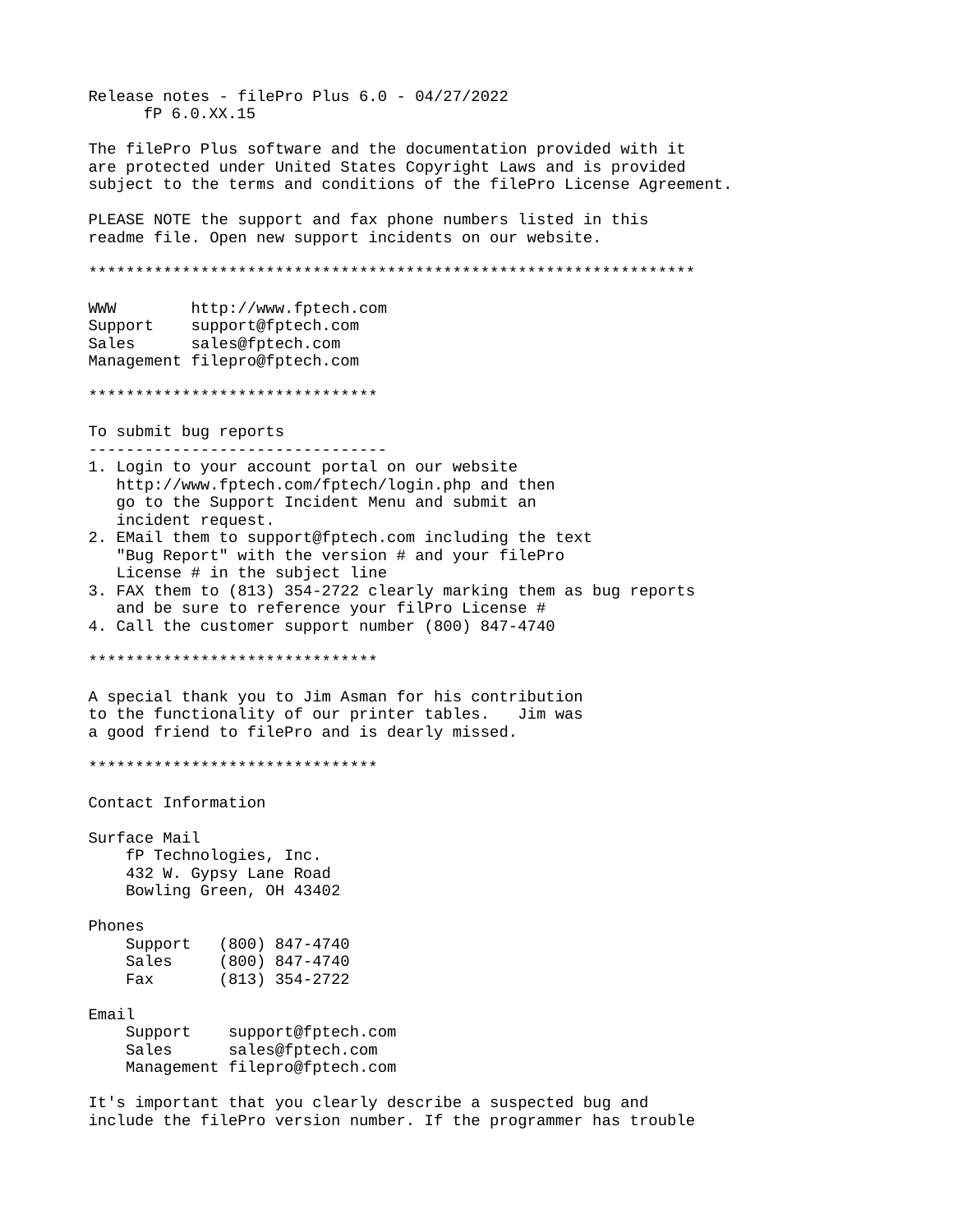Release notes - filePro Plus 6.0 - 04/27/2022
fP 6.0.XX.15

The filePro Plus software and the documentation provided with it are protected under United States Copyright Laws and is provided subject to the terms and conditions of the filePro License Agreement.

PLEASE NOTE the support and fax phone numbers listed in this readme file. Open new support incidents on our website.

*******************************************************************

```
WWW        http://www.fptech.com
Support    support@fptech.com
Sales      sales@fptech.com
Management filepro@fptech.com
```

*******************************

## To submit bug reports

1. Login to your account portal on our website http://www.fptech.com/fptech/login.php and then go to the Support Incident Menu and submit an incident request.
2. EMail them to support@fptech.com including the text "Bug Report" with the version # and your filePro License # in the subject line
3. FAX them to (813) 354-2722 clearly marking them as bug reports and be sure to reference your filPro License #
4. Call the customer support number (800) 847-4740

*******************************

A special thank you to Jim Asman for his contribution to the functionality of our printer tables. Jim was a good friend to filePro and is dearly missed.

*******************************

## Contact Information

Surface Mail

```
    fP Technologies, Inc.
    432 W. Gypsy Lane Road
    Bowling Green, OH 43402
```

Phones

```
    Support   (800) 847-4740
    Sales     (800) 847-4740
    Fax       (813) 354-2722
```

Email

```
    Support    support@fptech.com
    Sales      sales@fptech.com
    Management filepro@fptech.com
```

It's important that you clearly describe a suspected bug and include the filePro version number. If the programmer has trouble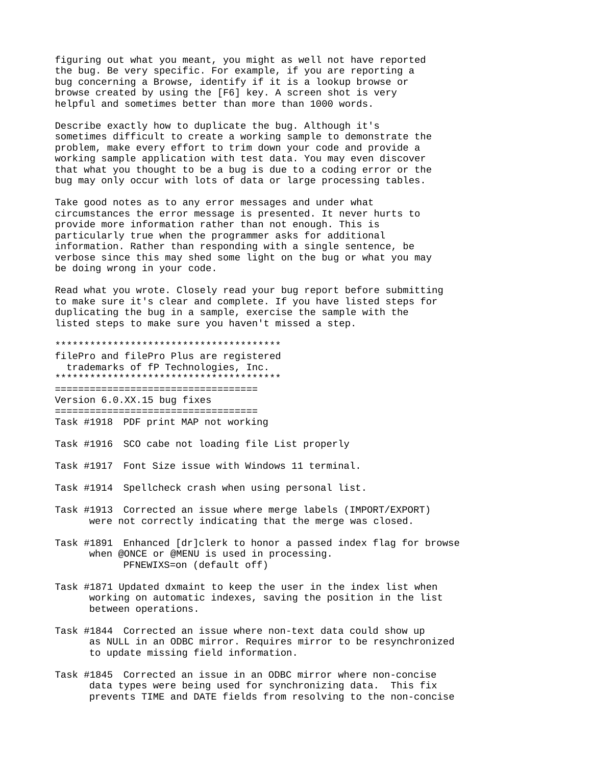figuring out what you meant, you might as well not have reported the bug. Be very specific. For example, if you are reporting a bug concerning a Browse, identify if it is a lookup browse or browse created by using the [F6] key. A screen shot is very helpful and sometimes better than more than 1000 words.

Describe exactly how to duplicate the bug. Although it's sometimes difficult to create a working sample to demonstrate the problem, make every effort to trim down your code and provide a working sample application with test data. You may even discover that what you thought to be a bug is due to a coding error or the bug may only occur with lots of data or large processing tables.

Take good notes as to any error messages and under what circumstances the error message is presented. It never hurts to provide more information rather than not enough. This is particularly true when the programmer asks for additional information. Rather than responding with a single sentence, be verbose since this may shed some light on the bug or what you may be doing wrong in your code.

Read what you wrote. Closely read your bug report before submitting to make sure it's clear and complete. If you have listed steps for duplicating the bug in a sample, exercise the sample with the listed steps to make sure you haven't missed a step.

```
***************************************
filePro and filePro Plus are registered
  trademarks of fP Technologies, Inc.
***************************************
```

```
==================================
Version 6.0.XX.15 bug fixes
==================================
```

Task #1918  PDF print MAP not working

Task #1916  SCO cabe not loading file List properly

Task #1917  Font Size issue with Windows 11 terminal.

Task #1914  Spellcheck crash when using personal list.

Task #1913  Corrected an issue where merge labels (IMPORT/EXPORT) were not correctly indicating that the merge was closed.

Task #1891  Enhanced [dr]clerk to honor a passed index flag for browse when @ONCE or @MENU is used in processing.
PFNEWIXS=on (default off)

Task #1871 Updated dxmaint to keep the user in the index list when working on automatic indexes, saving the position in the list between operations.

Task #1844  Corrected an issue where non-text data could show up as NULL in an ODBC mirror. Requires mirror to be resynchronized to update missing field information.

Task #1845  Corrected an issue in an ODBC mirror where non-concise data types were being used for synchronizing data.  This fix prevents TIME and DATE fields from resolving to the non-concise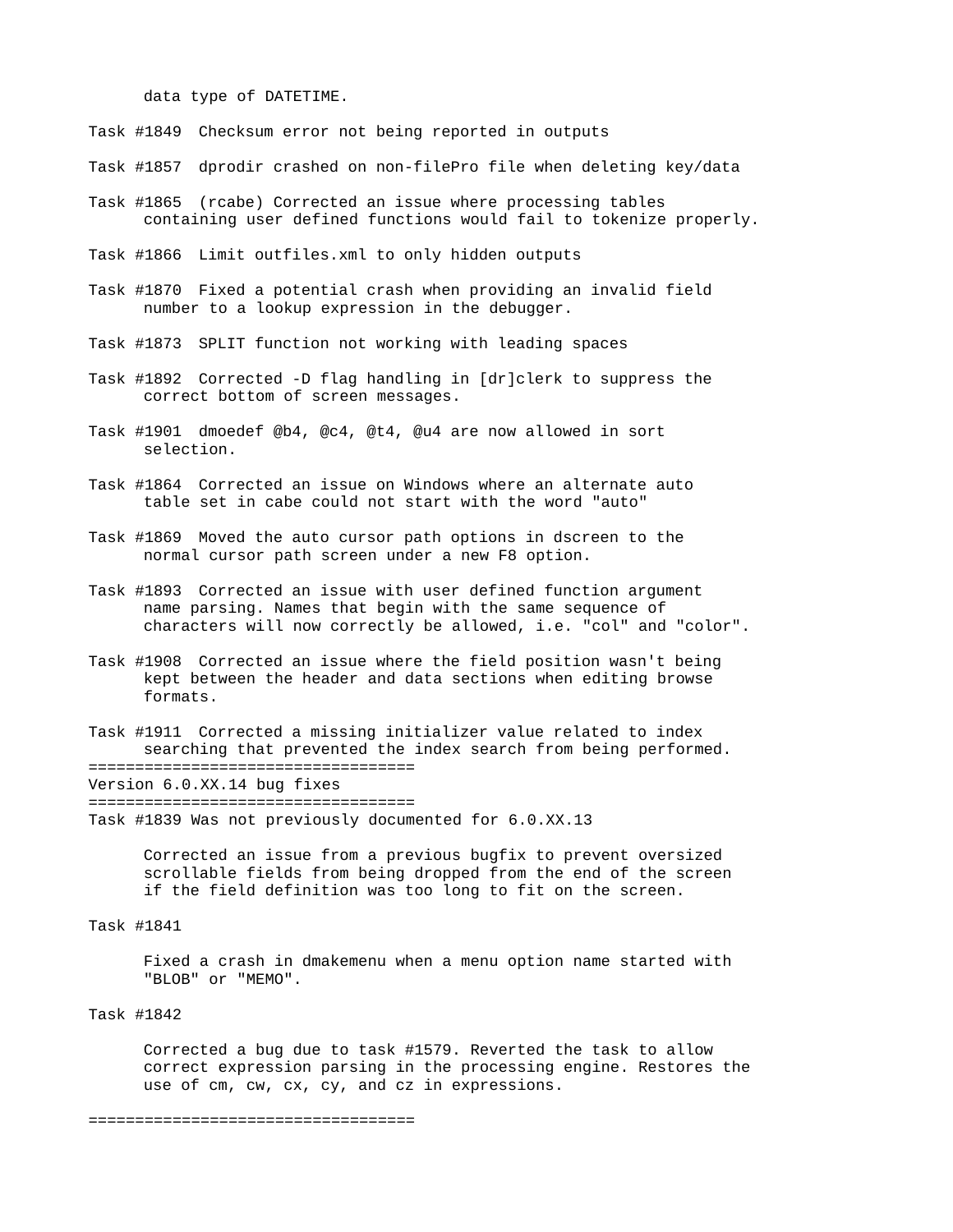data type of DATETIME.

Task #1849  Checksum error not being reported in outputs

Task #1857  dprodir crashed on non-filePro file when deleting key/data

Task #1865  (rcabe) Corrected an issue where processing tables containing user defined functions would fail to tokenize properly.

Task #1866  Limit outfiles.xml to only hidden outputs

Task #1870  Fixed a potential crash when providing an invalid field number to a lookup expression in the debugger.

Task #1873  SPLIT function not working with leading spaces

Task #1892  Corrected -D flag handling in [dr]clerk to suppress the correct bottom of screen messages.

Task #1901  dmoedef @b4, @c4, @t4, @u4 are now allowed in sort selection.

Task #1864  Corrected an issue on Windows where an alternate auto table set in cabe could not start with the word "auto"

Task #1869  Moved the auto cursor path options in dscreen to the normal cursor path screen under a new F8 option.

Task #1893  Corrected an issue with user defined function argument name parsing. Names that begin with the same sequence of characters will now correctly be allowed, i.e. "col" and "color".

Task #1908  Corrected an issue where the field position wasn't being kept between the header and data sections when editing browse formats.

Task #1911  Corrected a missing initializer value related to index searching that prevented the index search from being performed.

===================================

## Version 6.0.XX.14 bug fixes

===================================

Task #1839 Was not previously documented for 6.0.XX.13

Corrected an issue from a previous bugfix to prevent oversized scrollable fields from being dropped from the end of the screen if the field definition was too long to fit on the screen.

Task #1841

Fixed a crash in dmakemenu when a menu option name started with "BLOB" or "MEMO".

Task #1842

Corrected a bug due to task #1579. Reverted the task to allow correct expression parsing in the processing engine. Restores the use of cm, cw, cx, cy, and cz in expressions.

===================================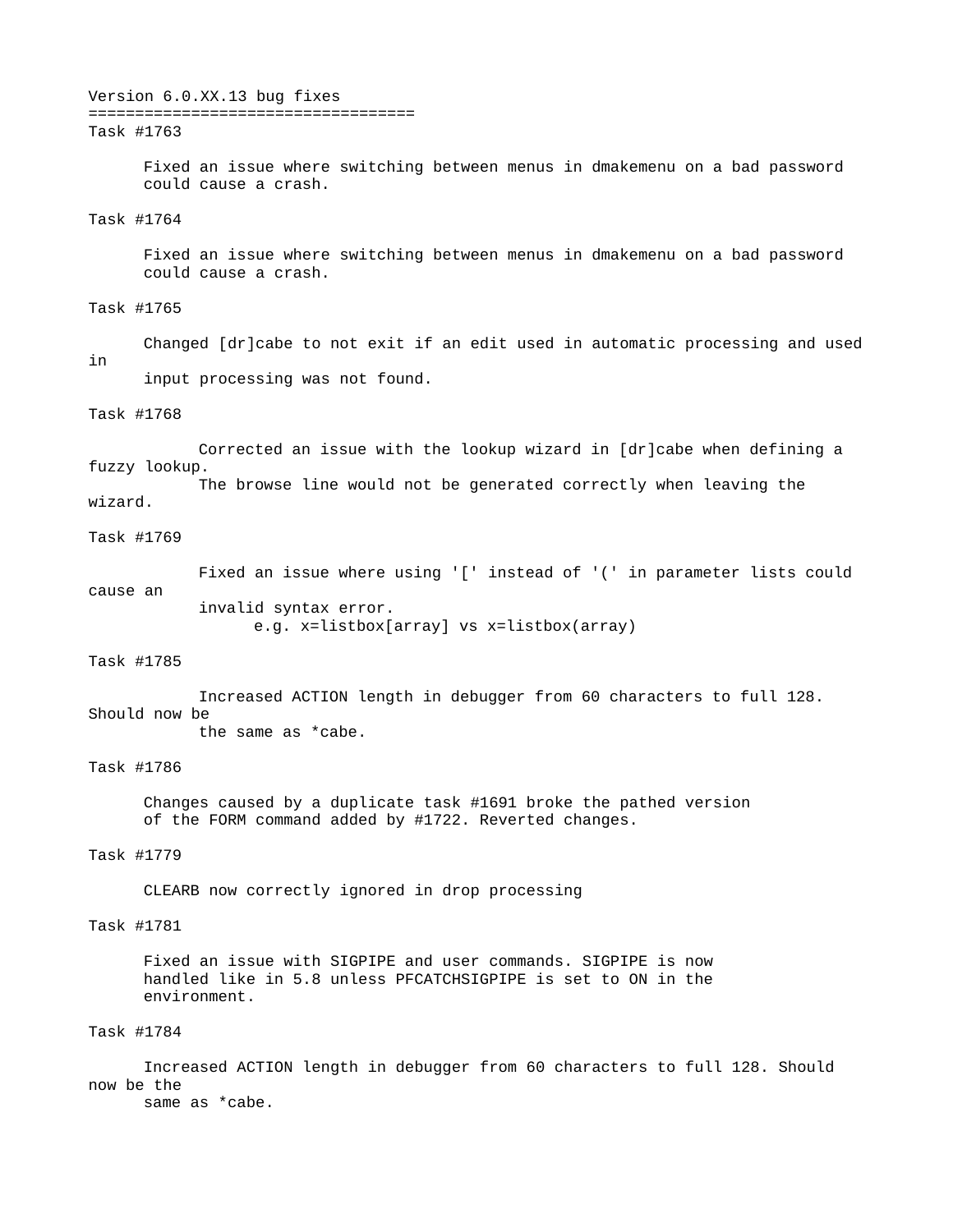## Version 6.0.XX.13 bug fixes

### Task #1763

Fixed an issue where switching between menus in dmakemenu on a bad password could cause a crash.

### Task #1764

Fixed an issue where switching between menus in dmakemenu on a bad password could cause a crash.

### Task #1765

Changed [dr]cabe to not exit if an edit used in automatic processing and used in input processing was not found.

### Task #1768

Corrected an issue with the lookup wizard in [dr]cabe when defining a fuzzy lookup. The browse line would not be generated correctly when leaving the wizard.

### Task #1769

Fixed an issue where using '[' instead of '(' in parameter lists could cause an invalid syntax error.

```
e.g. x=listbox[array] vs x=listbox(array)
```

### Task #1785

Increased ACTION length in debugger from 60 characters to full 128. Should now be the same as *cabe.

### Task #1786

Changes caused by a duplicate task #1691 broke the pathed version of the FORM command added by #1722. Reverted changes.

### Task #1779

CLEARB now correctly ignored in drop processing

### Task #1781

Fixed an issue with SIGPIPE and user commands. SIGPIPE is now handled like in 5.8 unless PFCATCHSIGPIPE is set to ON in the environment.

### Task #1784

Increased ACTION length in debugger from 60 characters to full 128. Should now be the same as *cabe.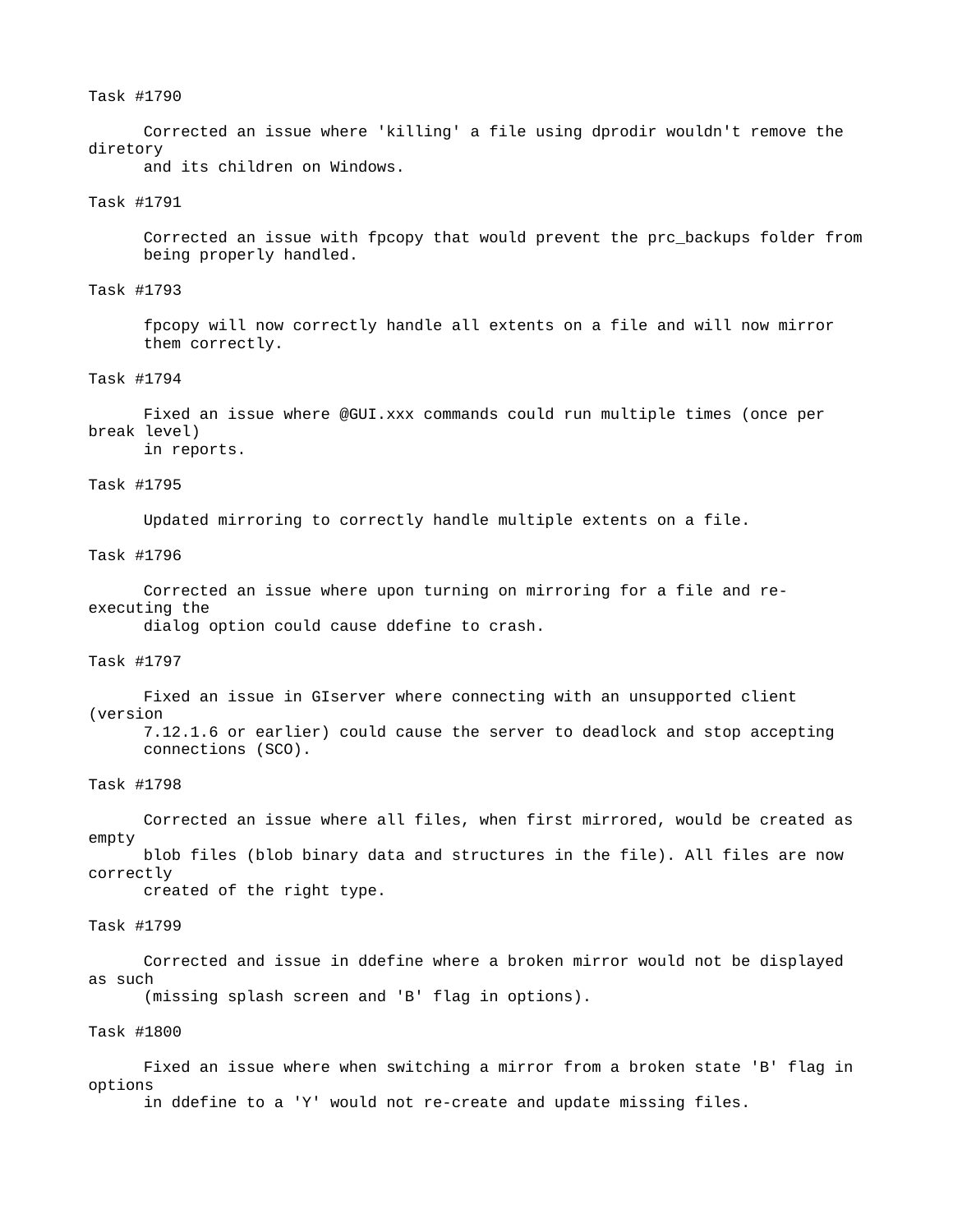Task #1790

Corrected an issue where 'killing' a file using dprodir wouldn't remove the diretory and its children on Windows.

Task #1791

Corrected an issue with fpcopy that would prevent the prc_backups folder from being properly handled.

Task #1793

fpcopy will now correctly handle all extents on a file and will now mirror them correctly.

Task #1794

Fixed an issue where @GUI.xxx commands could run multiple times (once per break level) in reports.

Task #1795

Updated mirroring to correctly handle multiple extents on a file.

Task #1796

Corrected an issue where upon turning on mirroring for a file and re-executing the dialog option could cause ddefine to crash.

Task #1797

Fixed an issue in GIserver where connecting with an unsupported client (version 7.12.1.6 or earlier) could cause the server to deadlock and stop accepting connections (SCO).

Task #1798

Corrected an issue where all files, when first mirrored, would be created as empty blob files (blob binary data and structures in the file). All files are now correctly created of the right type.

Task #1799

Corrected and issue in ddefine where a broken mirror would not be displayed as such (missing splash screen and 'B' flag in options).

Task #1800

Fixed an issue where when switching a mirror from a broken state 'B' flag in options in ddefine to a 'Y' would not re-create and update missing files.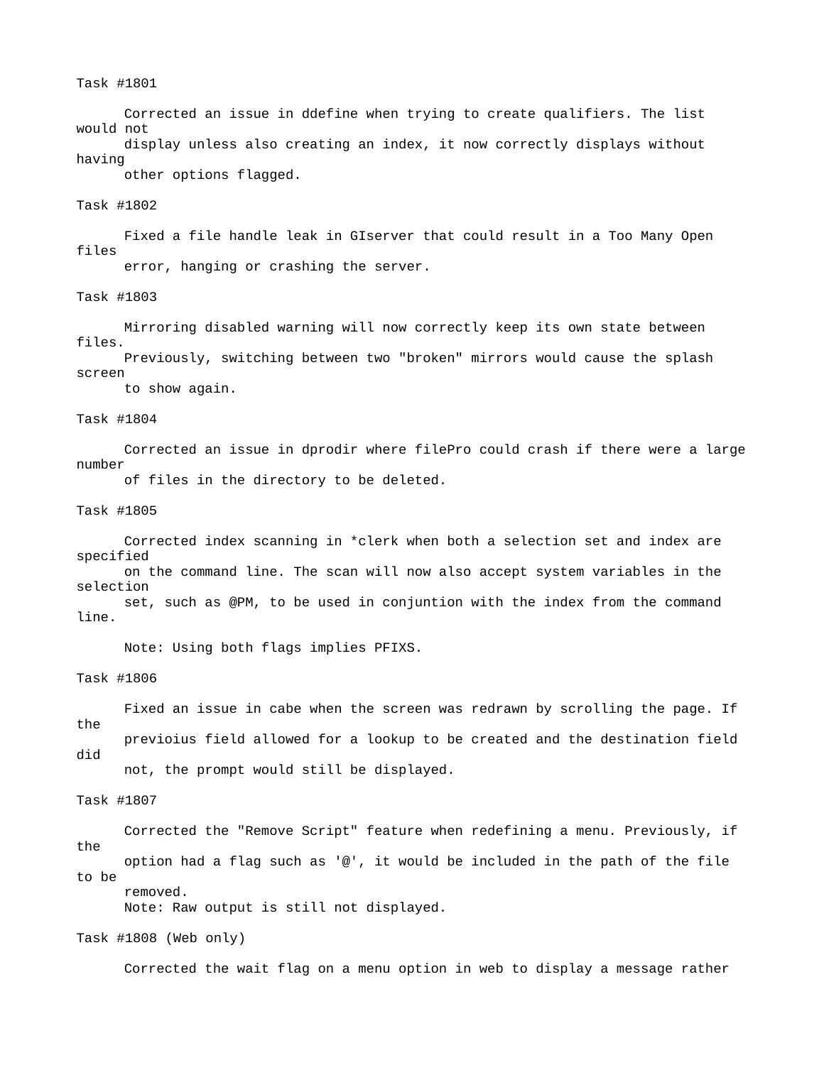Task #1801

Corrected an issue in ddefine when trying to create qualifiers. The list would not display unless also creating an index, it now correctly displays without having other options flagged.

Task #1802

Fixed a file handle leak in GIserver that could result in a Too Many Open files error, hanging or crashing the server.

Task #1803

Mirroring disabled warning will now correctly keep its own state between files. Previously, switching between two "broken" mirrors would cause the splash screen to show again.

Task #1804

Corrected an issue in dprodir where filePro could crash if there were a large number of files in the directory to be deleted.

Task #1805

Corrected index scanning in *clerk when both a selection set and index are specified on the command line. The scan will now also accept system variables in the selection set, such as @PM, to be used in conjuntion with the index from the command line.

Note: Using both flags implies PFIXS.

Task #1806

Fixed an issue in cabe when the screen was redrawn by scrolling the page. If the previoius field allowed for a lookup to be created and the destination field did not, the prompt would still be displayed.

Task #1807

Corrected the "Remove Script" feature when redefining a menu. Previously, if the option had a flag such as '@', it would be included in the path of the file to be removed.
Note: Raw output is still not displayed.

Task #1808 (Web only)

Corrected the wait flag on a menu option in web to display a message rather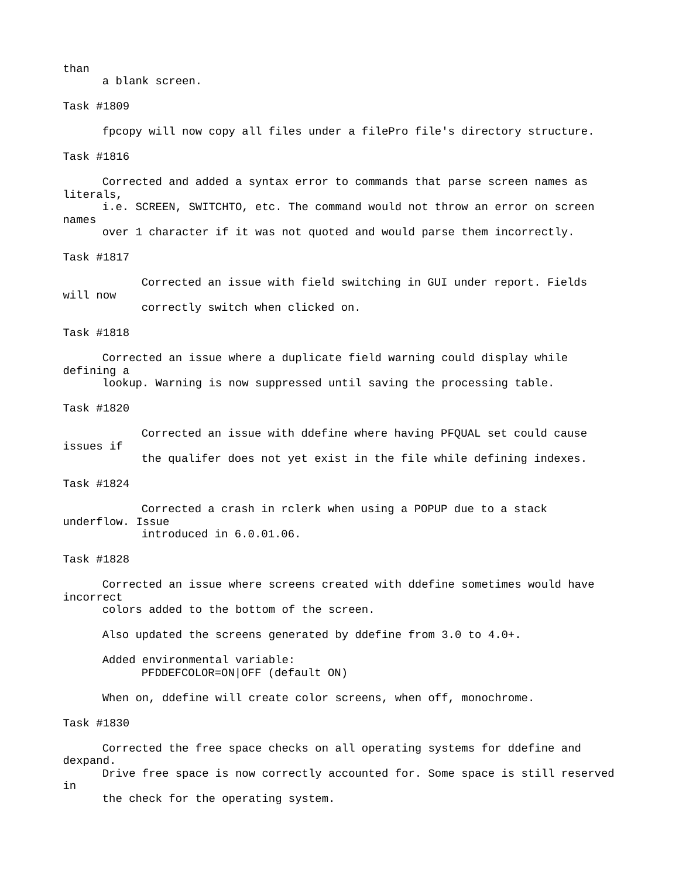than
a blank screen.

Task #1809

fpcopy will now copy all files under a filePro file's directory structure.

Task #1816

Corrected and added a syntax error to commands that parse screen names as literals,
i.e. SCREEN, SWITCHTO, etc. The command would not throw an error on screen names
over 1 character if it was not quoted and would parse them incorrectly.

Task #1817

Corrected an issue with field switching in GUI under report. Fields will now
correctly switch when clicked on.

Task #1818

Corrected an issue where a duplicate field warning could display while defining a
lookup. Warning is now suppressed until saving the processing table.

Task #1820

Corrected an issue with ddefine where having PFQUAL set could cause issues if
the qualifer does not yet exist in the file while defining indexes.

Task #1824

Corrected a crash in rclerk when using a POPUP due to a stack underflow. Issue
introduced in 6.0.01.06.

Task #1828

Corrected an issue where screens created with ddefine sometimes would have incorrect
colors added to the bottom of the screen.

Also updated the screens generated by ddefine from 3.0 to 4.0+.

Added environmental variable:
PFDDEFCOLOR=ON|OFF (default ON)

When on, ddefine will create color screens, when off, monochrome.

Task #1830

Corrected the free space checks on all operating systems for ddefine and dexpand.
Drive free space is now correctly accounted for. Some space is still reserved in
the check for the operating system.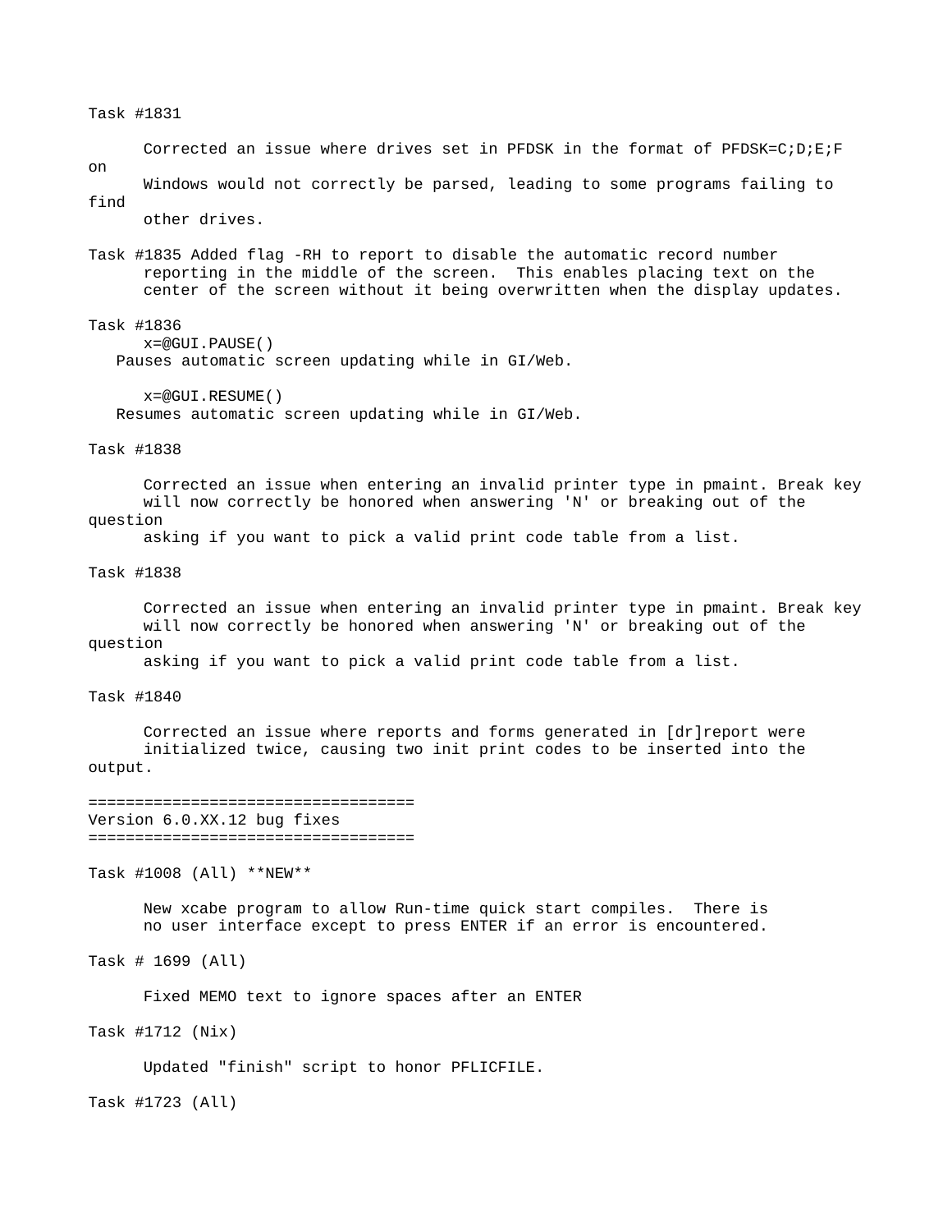Task #1831

Corrected an issue where drives set in PFDSK in the format of PFDSK=C;D;E;F on Windows would not correctly be parsed, leading to some programs failing to find other drives.

Task #1835 Added flag -RH to report to disable the automatic record number reporting in the middle of the screen. This enables placing text on the center of the screen without it being overwritten when the display updates.

Task #1836

x=@GUI.PAUSE()
Pauses automatic screen updating while in GI/Web.

x=@GUI.RESUME()
Resumes automatic screen updating while in GI/Web.

Task #1838

Corrected an issue when entering an invalid printer type in pmaint. Break key will now correctly be honored when answering 'N' or breaking out of the question asking if you want to pick a valid print code table from a list.

Task #1838

Corrected an issue when entering an invalid printer type in pmaint. Break key will now correctly be honored when answering 'N' or breaking out of the question asking if you want to pick a valid print code table from a list.

Task #1840

Corrected an issue where reports and forms generated in [dr]report were initialized twice, causing two init print codes to be inserted into the output.

## Version 6.0.XX.12 bug fixes

Task #1008 (All) **NEW**

New xcabe program to allow Run-time quick start compiles. There is no user interface except to press ENTER if an error is encountered.

Task # 1699 (All)

Fixed MEMO text to ignore spaces after an ENTER

Task #1712 (Nix)

Updated "finish" script to honor PFLICFILE.

Task #1723 (All)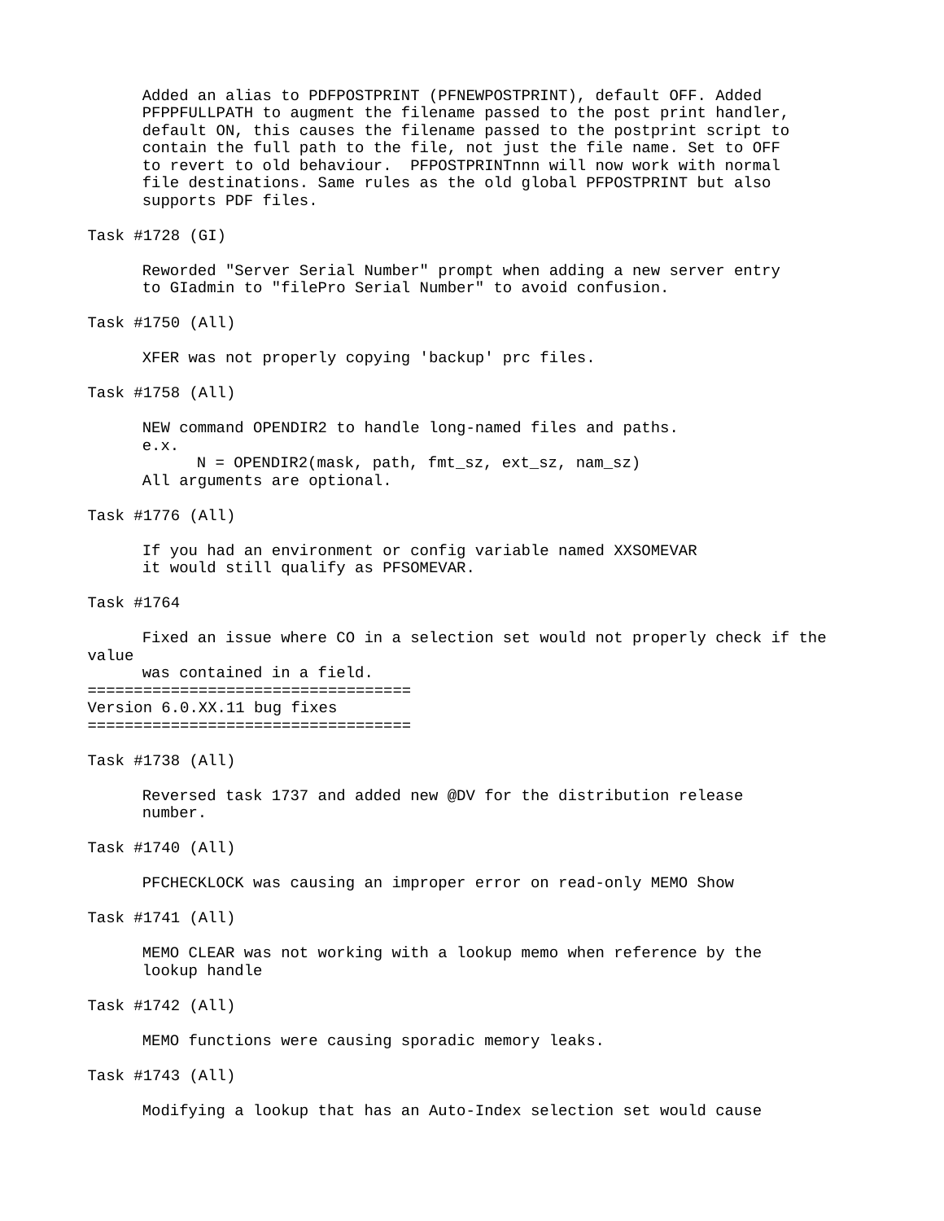Added an alias to PDFPOSTPRINT (PFNEWPOSTPRINT), default OFF. Added PFPPFULLPATH to augment the filename passed to the post print handler, default ON, this causes the filename passed to the postprint script to contain the full path to the file, not just the file name. Set to OFF to revert to old behaviour. PFPOSTPRINTnnn will now work with normal file destinations. Same rules as the old global PFPOSTPRINT but also supports PDF files.

Task #1728 (GI)

Reworded "Server Serial Number" prompt when adding a new server entry to GIadmin to "filePro Serial Number" to avoid confusion.

Task #1750 (All)

XFER was not properly copying 'backup' prc files.

Task #1758 (All)

NEW command OPENDIR2 to handle long-named files and paths.
e.x.

```
N = OPENDIR2(mask, path, fmt_sz, ext_sz, nam_sz)
```

All arguments are optional.

Task #1776 (All)

If you had an environment or config variable named XXSOMEVAR it would still qualify as PFSOMEVAR.

Task #1764

Fixed an issue where CO in a selection set would not properly check if the value was contained in a field.

===================================
Version 6.0.XX.11 bug fixes
===================================

Task #1738 (All)

Reversed task 1737 and added new @DV for the distribution release number.

Task #1740 (All)

PFCHECKLOCK was causing an improper error on read-only MEMO Show

Task #1741 (All)

MEMO CLEAR was not working with a lookup memo when reference by the lookup handle

Task #1742 (All)

MEMO functions were causing sporadic memory leaks.

Task #1743 (All)

Modifying a lookup that has an Auto-Index selection set would cause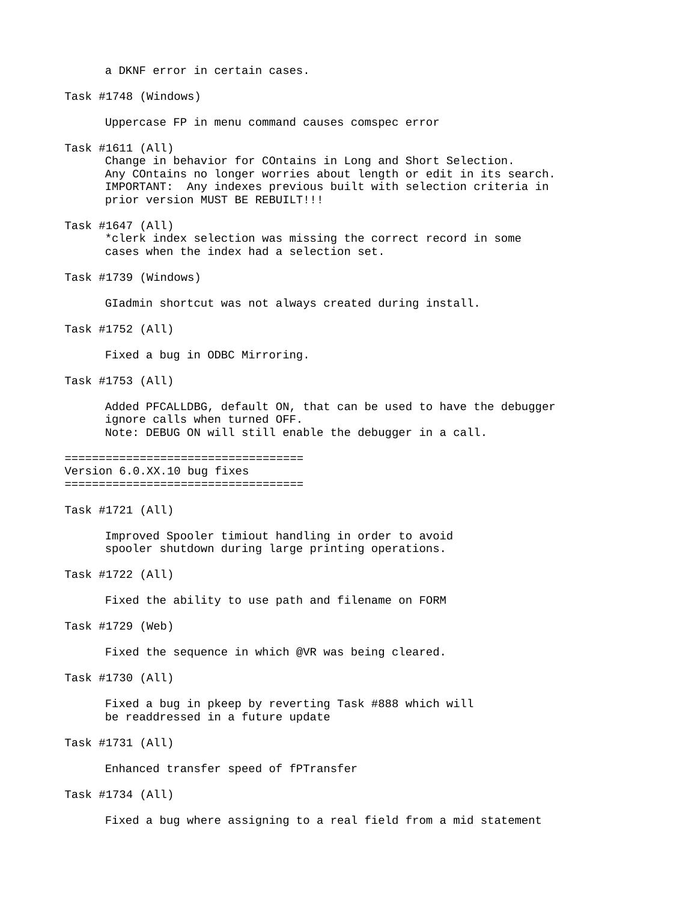a DKNF error in certain cases.

Task #1748 (Windows)

Uppercase FP in menu command causes comspec error

Task #1611 (All)
Change in behavior for COntains in Long and Short Selection.
Any COntains no longer worries about length or edit in its search.
IMPORTANT:  Any indexes previous built with selection criteria in
prior version MUST BE REBUILT!!!

Task #1647 (All)
*clerk index selection was missing the correct record in some
cases when the index had a selection set.

Task #1739 (Windows)

GIadmin shortcut was not always created during install.

Task #1752 (All)

Fixed a bug in ODBC Mirroring.

Task #1753 (All)

Added PFCALLDBG, default ON, that can be used to have the debugger
ignore calls when turned OFF.
Note: DEBUG ON will still enable the debugger in a call.

==================================
Version 6.0.XX.10 bug fixes
==================================

Task #1721 (All)

Improved Spooler timiout handling in order to avoid
spooler shutdown during large printing operations.

Task #1722 (All)

Fixed the ability to use path and filename on FORM

Task #1729 (Web)

Fixed the sequence in which @VR was being cleared.

Task #1730 (All)

Fixed a bug in pkeep by reverting Task #888 which will
be readdressed in a future update

Task #1731 (All)

Enhanced transfer speed of fPTransfer

Task #1734 (All)

Fixed a bug where assigning to a real field from a mid statement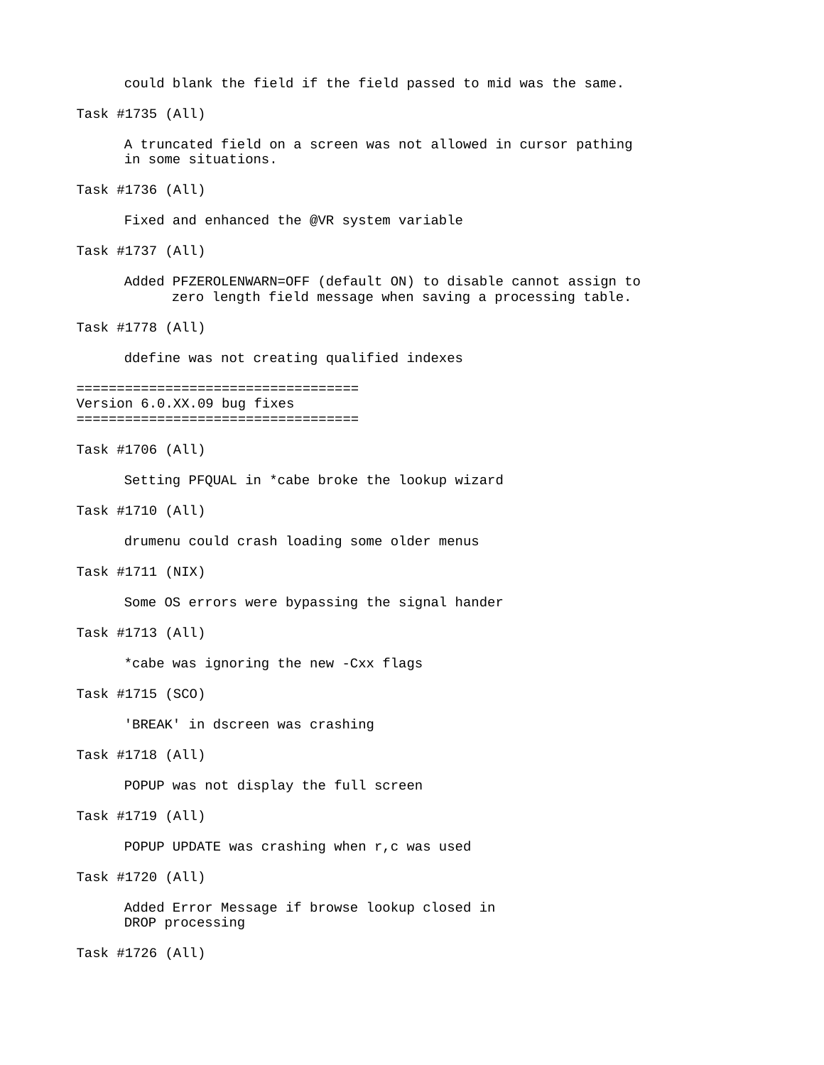could blank the field if the field passed to mid was the same.

Task #1735 (All)

A truncated field on a screen was not allowed in cursor pathing in some situations.

Task #1736 (All)

Fixed and enhanced the @VR system variable

Task #1737 (All)

Added PFZEROLENWARN=OFF (default ON) to disable cannot assign to zero length field message when saving a processing table.

Task #1778 (All)

ddefine was not creating qualified indexes

==================================
Version 6.0.XX.09 bug fixes
==================================

Task #1706 (All)

Setting PFQUAL in *cabe broke the lookup wizard

Task #1710 (All)

drumenu could crash loading some older menus

Task #1711 (NIX)

Some OS errors were bypassing the signal hander

Task #1713 (All)

*cabe was ignoring the new -Cxx flags

Task #1715 (SCO)

'BREAK' in dscreen was crashing

Task #1718 (All)

POPUP was not display the full screen

Task #1719 (All)

POPUP UPDATE was crashing when r,c was used

Task #1720 (All)

Added Error Message if browse lookup closed in DROP processing

Task #1726 (All)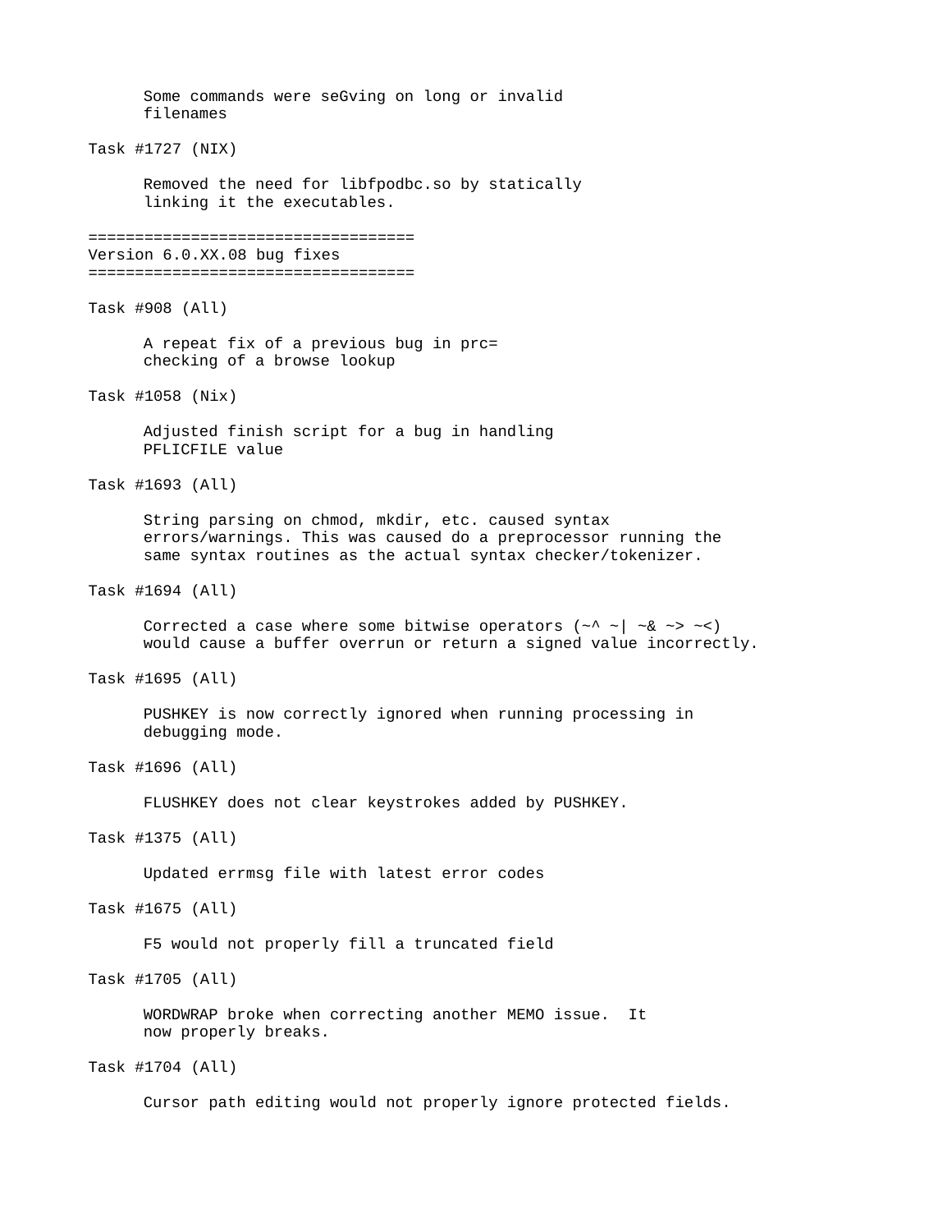Some commands were seGving on long or invalid filenames

Task #1727 (NIX)

Removed the need for libfpodbc.so by statically linking it the executables.

==================================
Version 6.0.XX.08 bug fixes
==================================

Task #908 (All)

A repeat fix of a previous bug in prc= checking of a browse lookup

Task #1058 (Nix)

Adjusted finish script for a bug in handling PFLICFILE value

Task #1693 (All)

String parsing on chmod, mkdir, etc. caused syntax errors/warnings. This was caused do a preprocessor running the same syntax routines as the actual syntax checker/tokenizer.

Task #1694 (All)

Corrected a case where some bitwise operators (~^ ~| ~& ~> ~<) would cause a buffer overrun or return a signed value incorrectly.

Task #1695 (All)

PUSHKEY is now correctly ignored when running processing in debugging mode.

Task #1696 (All)

FLUSHKEY does not clear keystrokes added by PUSHKEY.

Task #1375 (All)

Updated errmsg file with latest error codes

Task #1675 (All)

F5 would not properly fill a truncated field

Task #1705 (All)

WORDWRAP broke when correcting another MEMO issue.  It now properly breaks.

Task #1704 (All)

Cursor path editing would not properly ignore protected fields.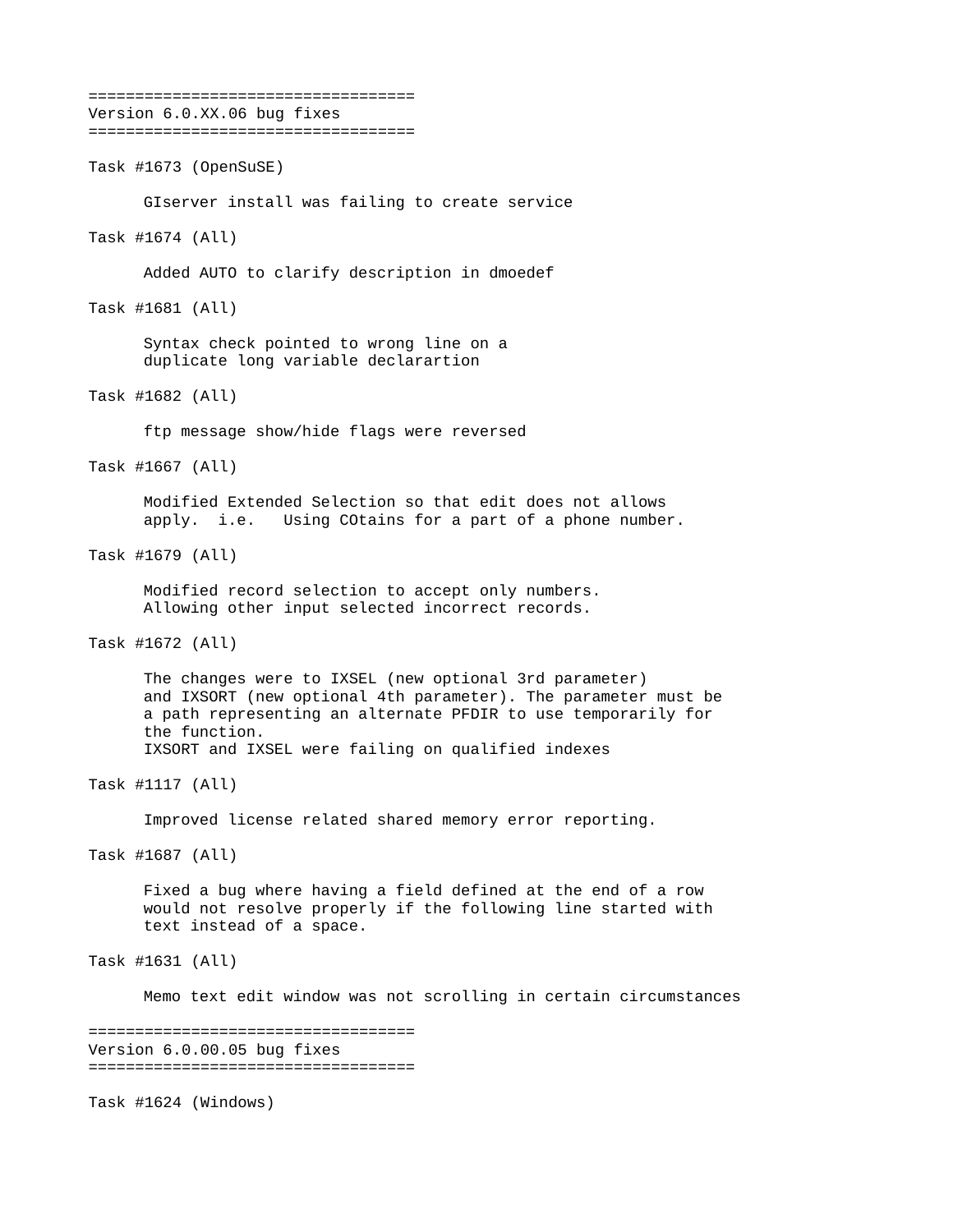===================================
Version 6.0.XX.06 bug fixes
===================================

Task #1673 (OpenSuSE)

GIserver install was failing to create service

Task #1674 (All)

Added AUTO to clarify description in dmoedef

Task #1681 (All)

Syntax check pointed to wrong line on a
duplicate long variable declarartion

Task #1682 (All)

ftp message show/hide flags were reversed

Task #1667 (All)

Modified Extended Selection so that edit does not allows
apply. i.e. Using COtains for a part of a phone number.

Task #1679 (All)

Modified record selection to accept only numbers.
Allowing other input selected incorrect records.

Task #1672 (All)

The changes were to IXSEL (new optional 3rd parameter)
and IXSORT (new optional 4th parameter). The parameter must be
a path representing an alternate PFDIR to use temporarily for
the function.
IXSORT and IXSEL were failing on qualified indexes

Task #1117 (All)

Improved license related shared memory error reporting.

Task #1687 (All)

Fixed a bug where having a field defined at the end of a row
would not resolve properly if the following line started with
text instead of a space.

Task #1631 (All)

Memo text edit window was not scrolling in certain circumstances

===================================
Version 6.0.00.05 bug fixes
===================================

Task #1624 (Windows)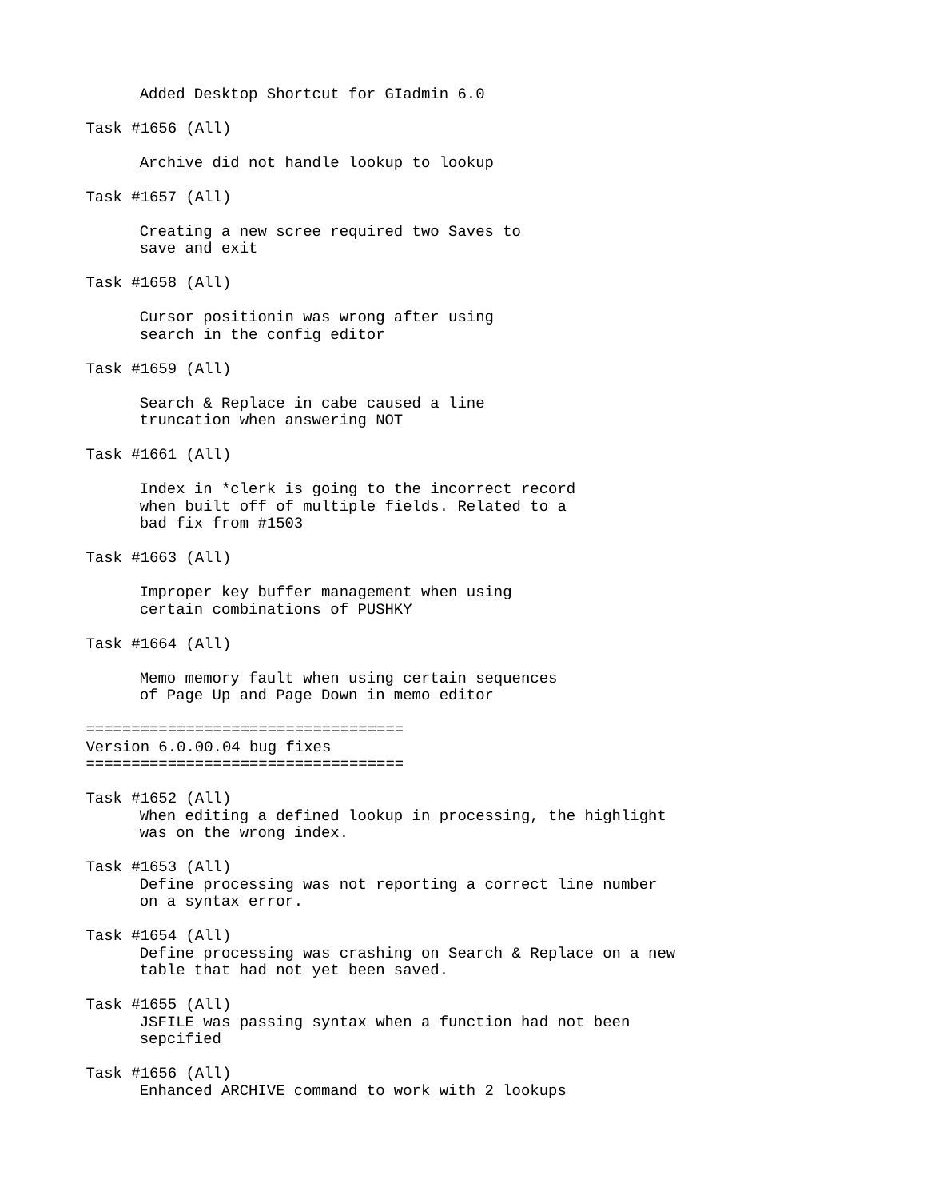Added Desktop Shortcut for GIadmin 6.0

Task #1656 (All)

Archive did not handle lookup to lookup

Task #1657 (All)

Creating a new scree required two Saves to save and exit

Task #1658 (All)

Cursor positionin was wrong after using search in the config editor

Task #1659 (All)

Search & Replace in cabe caused a line truncation when answering NOT

Task #1661 (All)

Index in *clerk is going to the incorrect record when built off of multiple fields. Related to a bad fix from #1503

Task #1663 (All)

Improper key buffer management when using certain combinations of PUSHKY

Task #1664 (All)

Memo memory fault when using certain sequences of Page Up and Page Down in memo editor

===================================
Version 6.0.00.04 bug fixes
===================================

Task #1652 (All)
When editing a defined lookup in processing, the highlight was on the wrong index.

Task #1653 (All)
Define processing was not reporting a correct line number on a syntax error.

Task #1654 (All)
Define processing was crashing on Search & Replace on a new table that had not yet been saved.

Task #1655 (All)
JSFILE was passing syntax when a function had not been sepcified

Task #1656 (All)
Enhanced ARCHIVE command to work with 2 lookups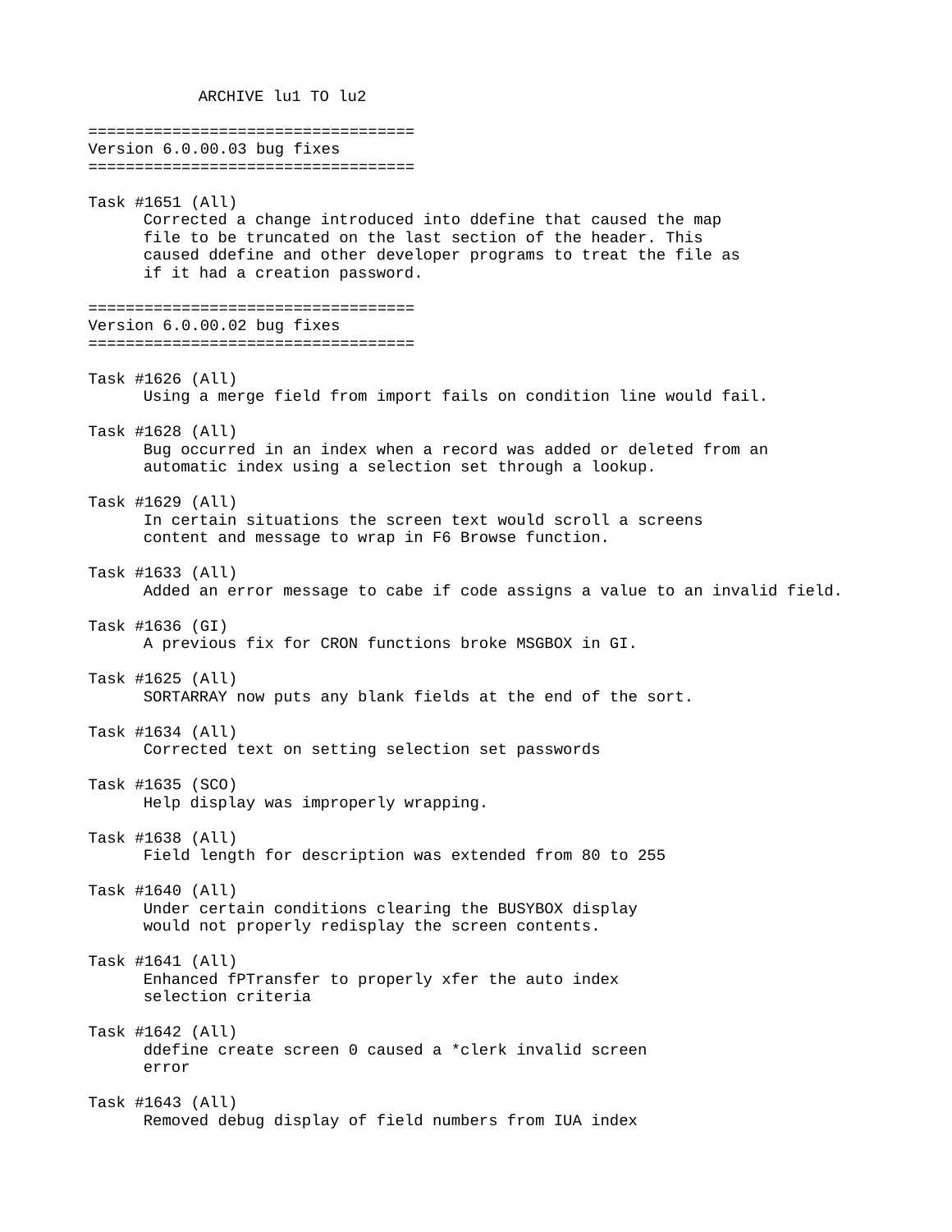ARCHIVE lu1 TO lu2

===================================
## Version 6.0.00.03 bug fixes
===================================

Task #1651 (All)
Corrected a change introduced into ddefine that caused the map file to be truncated on the last section of the header. This caused ddefine and other developer programs to treat the file as if it had a creation password.

===================================
## Version 6.0.00.02 bug fixes
===================================

Task #1626 (All)
Using a merge field from import fails on condition line would fail.

Task #1628 (All)
Bug occurred in an index when a record was added or deleted from an automatic index using a selection set through a lookup.

Task #1629 (All)
In certain situations the screen text would scroll a screens content and message to wrap in F6 Browse function.

Task #1633 (All)
Added an error message to cabe if code assigns a value to an invalid field.

Task #1636 (GI)
A previous fix for CRON functions broke MSGBOX in GI.

Task #1625 (All)
SORTARRAY now puts any blank fields at the end of the sort.

Task #1634 (All)
Corrected text on setting selection set passwords

Task #1635 (SCO)
Help display was improperly wrapping.

Task #1638 (All)
Field length for description was extended from 80 to 255

Task #1640 (All)
Under certain conditions clearing the BUSYBOX display would not properly redisplay the screen contents.

Task #1641 (All)
Enhanced fPTransfer to properly xfer the auto index selection criteria

Task #1642 (All)
ddefine create screen 0 caused a *clerk invalid screen error

Task #1643 (All)
Removed debug display of field numbers from IUA index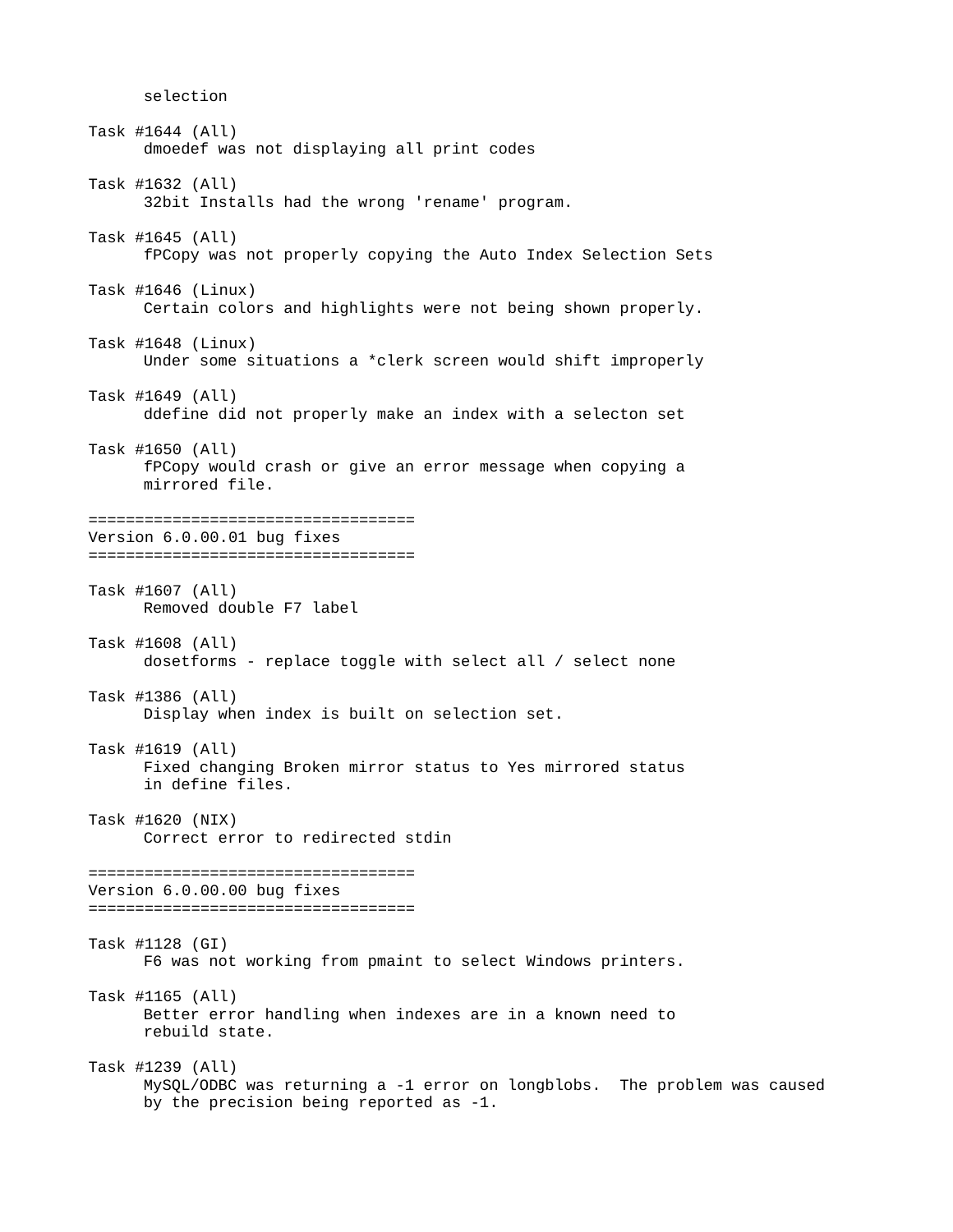selection

Task #1644 (All)
dmoedef was not displaying all print codes

Task #1632 (All)
32bit Installs had the wrong 'rename' program.

Task #1645 (All)
fPCopy was not properly copying the Auto Index Selection Sets

Task #1646 (Linux)
Certain colors and highlights were not being shown properly.

Task #1648 (Linux)
Under some situations a *clerk screen would shift improperly

Task #1649 (All)
ddefine did not properly make an index with a selecton set

Task #1650 (All)
fPCopy would crash or give an error message when copying a mirrored file.

===================================
Version 6.0.00.01 bug fixes
===================================

Task #1607 (All)
Removed double F7 label

Task #1608 (All)
dosetforms - replace toggle with select all / select none

Task #1386 (All)
Display when index is built on selection set.

Task #1619 (All)
Fixed changing Broken mirror status to Yes mirrored status in define files.

Task #1620 (NIX)
Correct error to redirected stdin

===================================
Version 6.0.00.00 bug fixes
===================================

Task #1128 (GI)
F6 was not working from pmaint to select Windows printers.

Task #1165 (All)
Better error handling when indexes are in a known need to rebuild state.

Task #1239 (All)
MySQL/ODBC was returning a -1 error on longblobs. The problem was caused by the precision being reported as -1.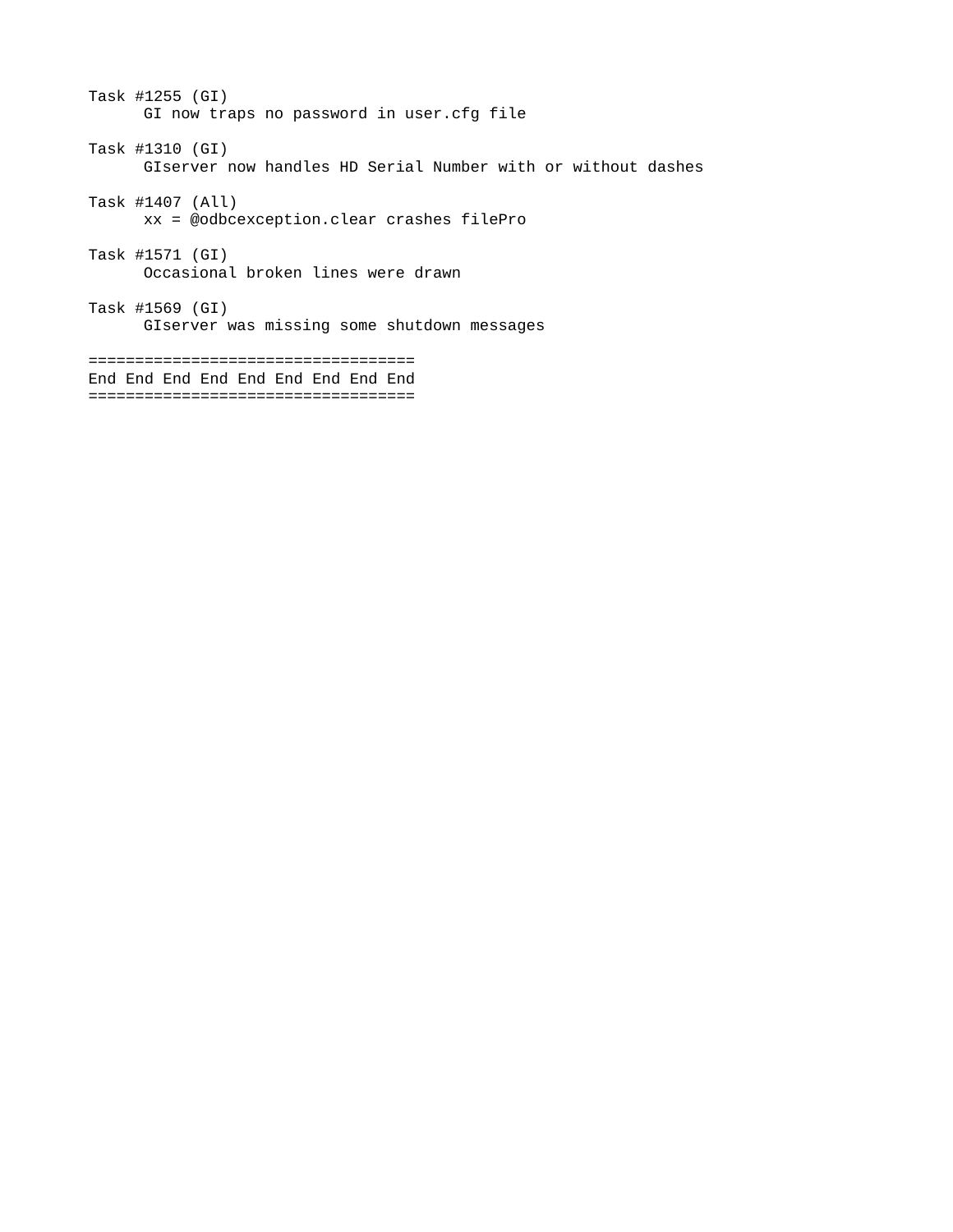Task #1255 (GI)
GI now traps no password in user.cfg file

Task #1310 (GI)
GIserver now handles HD Serial Number with or without dashes

Task #1407 (All)
xx = @odbcexception.clear crashes filePro

Task #1571 (GI)
Occasional broken lines were drawn

Task #1569 (GI)
GIserver was missing some shutdown messages

===================================
End End End End End End End End End
===================================